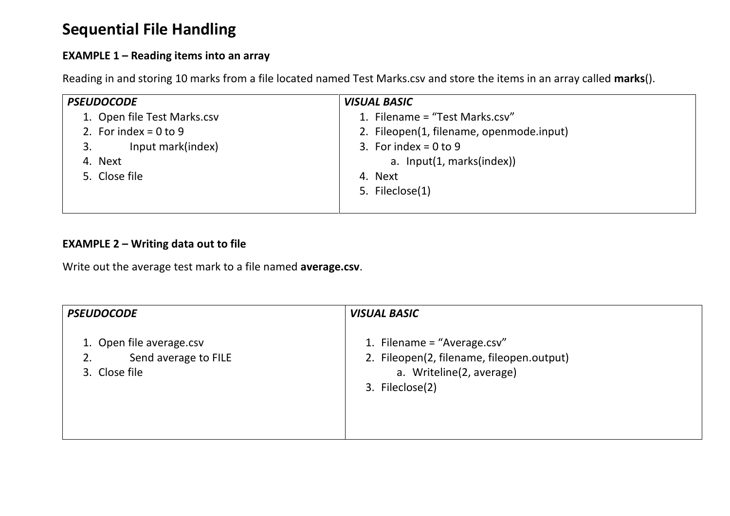# Sequential File Handling

**EXAMPLE 1 – Reading items into an array**

Reading in and storing 10 marks from a file located named Test Marks.csv and store the items in an array called **marks**().

| *PSEUDOCODE* | *VISUAL BASIC* |
|---|---|
| 1. Open file Test Marks.csv<br>2. For index = 0 to 9<br>3. Input mark(index)<br>4. Next<br>5. Close file | 1. Filename = “Test Marks.csv”<br>2. Fileopen(1, filename, openmode.input)<br>3. For index = 0 to 9<br>a. Input(1, marks(index))<br>4. Next<br>5. Fileclose(1) |

**EXAMPLE 2 – Writing data out to file**

Write out the average test mark to a file named **average.csv**.

| *PSEUDOCODE* | *VISUAL BASIC* |
|---|---|
| 1. Open file average.csv<br>2. Send average to FILE<br>3. Close file | 1. Filename = “Average.csv”<br>2. Fileopen(2, filename, fileopen.output)<br>a. Writeline(2, average)<br>3. Fileclose(2) |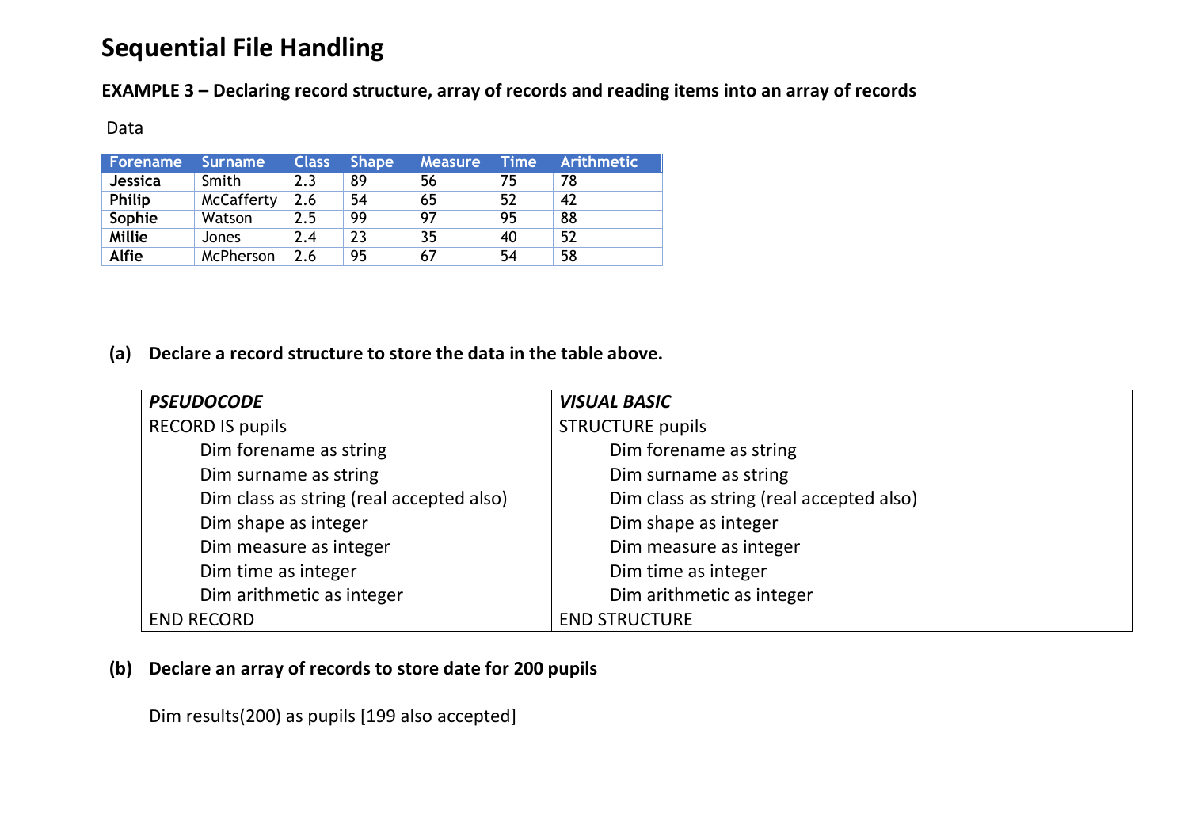# Sequential File Handling

**EXAMPLE 3 – Declaring record structure, array of records and reading items into an array of records**

Data

| Forename | Surname | Class | Shape | Measure | Time | Arithmetic |
|---|---|---|---|---|---|---|
| **Jessica** | Smith | 2.3 | 89 | 56 | 75 | 78 |
| **Philip** | McCafferty | 2.6 | 54 | 65 | 52 | 42 |
| **Sophie** | Watson | 2.5 | 99 | 97 | 95 | 88 |
| **Millie** | Jones | 2.4 | 23 | 35 | 40 | 52 |
| **Alfie** | McPherson | 2.6 | 95 | 67 | 54 | 58 |

**(a) Declare a record structure to store the data in the table above.**

| ***PSEUDOCODE*** | ***VISUAL BASIC*** |
|---|---|
| RECORD IS pupils | STRUCTURE pupils |
| Dim forename as string | Dim forename as string |
| Dim surname as string | Dim surname as string |
| Dim class as string (real accepted also) | Dim class as string (real accepted also) |
| Dim shape as integer | Dim shape as integer |
| Dim measure as integer | Dim measure as integer |
| Dim time as integer | Dim time as integer |
| Dim arithmetic as integer | Dim arithmetic as integer |
| END RECORD | END STRUCTURE |

**(b) Declare an array of records to store date for 200 pupils**

Dim results(200) as pupils [199 also accepted]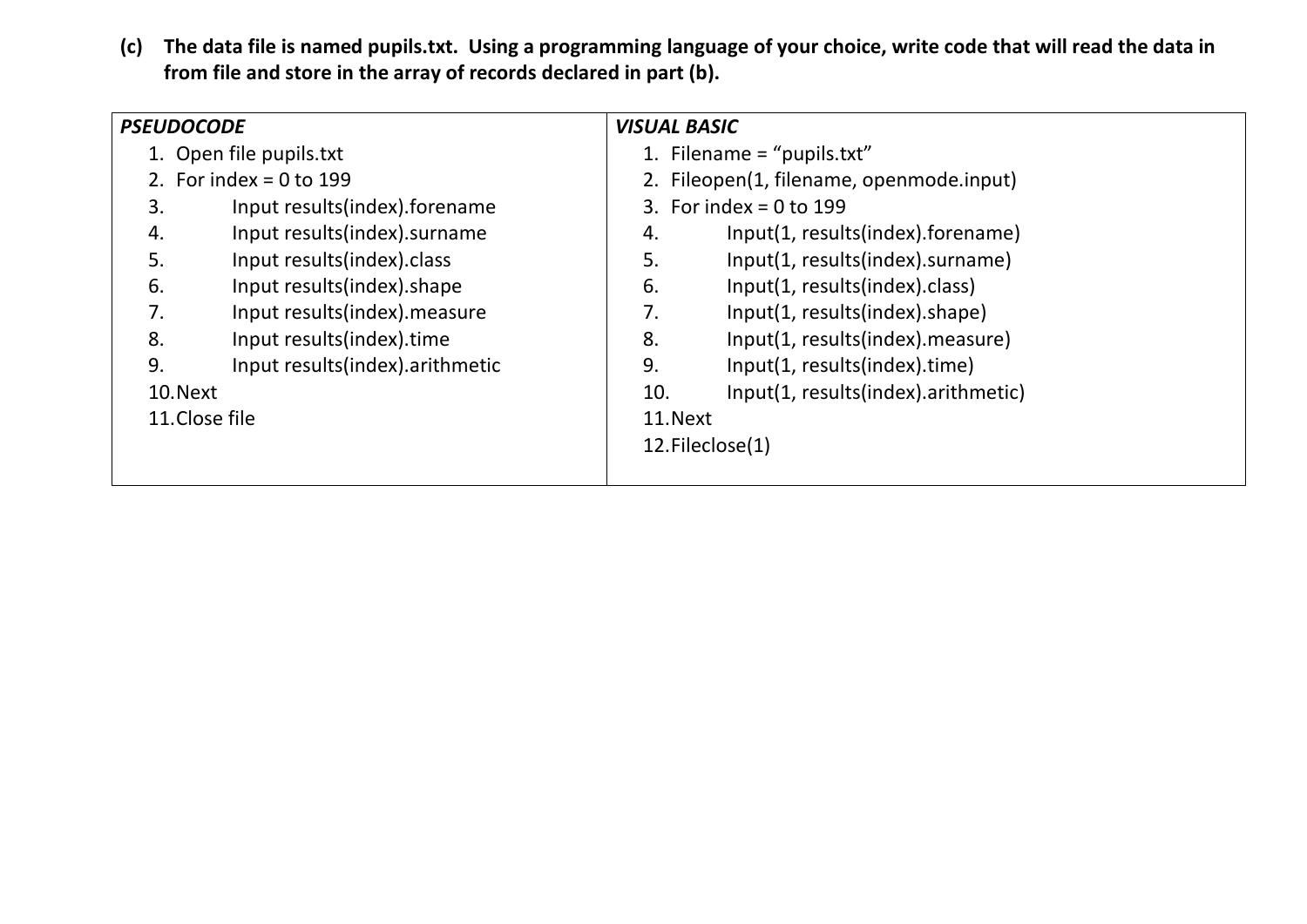**(c) The data file is named pupils.txt. Using a programming language of your choice, write code that will read the data in from file and store in the array of records declared in part (b).**

| ***PSEUDOCODE*** | ***VISUAL BASIC*** |
|---|---|
| 1. Open file pupils.txt<br>2. For index = 0 to 199<br>3. Input results(index).forename<br>4. Input results(index).surname<br>5. Input results(index).class<br>6. Input results(index).shape<br>7. Input results(index).measure<br>8. Input results(index).time<br>9. Input results(index).arithmetic<br>10. Next<br>11. Close file | 1. Filename = "pupils.txt"<br>2. Fileopen(1, filename, openmode.input)<br>3. For index = 0 to 199<br>4. Input(1, results(index).forename)<br>5. Input(1, results(index).surname)<br>6. Input(1, results(index).class)<br>7. Input(1, results(index).shape)<br>8. Input(1, results(index).measure)<br>9. Input(1, results(index).time)<br>10. Input(1, results(index).arithmetic)<br>11. Next<br>12. Fileclose(1) |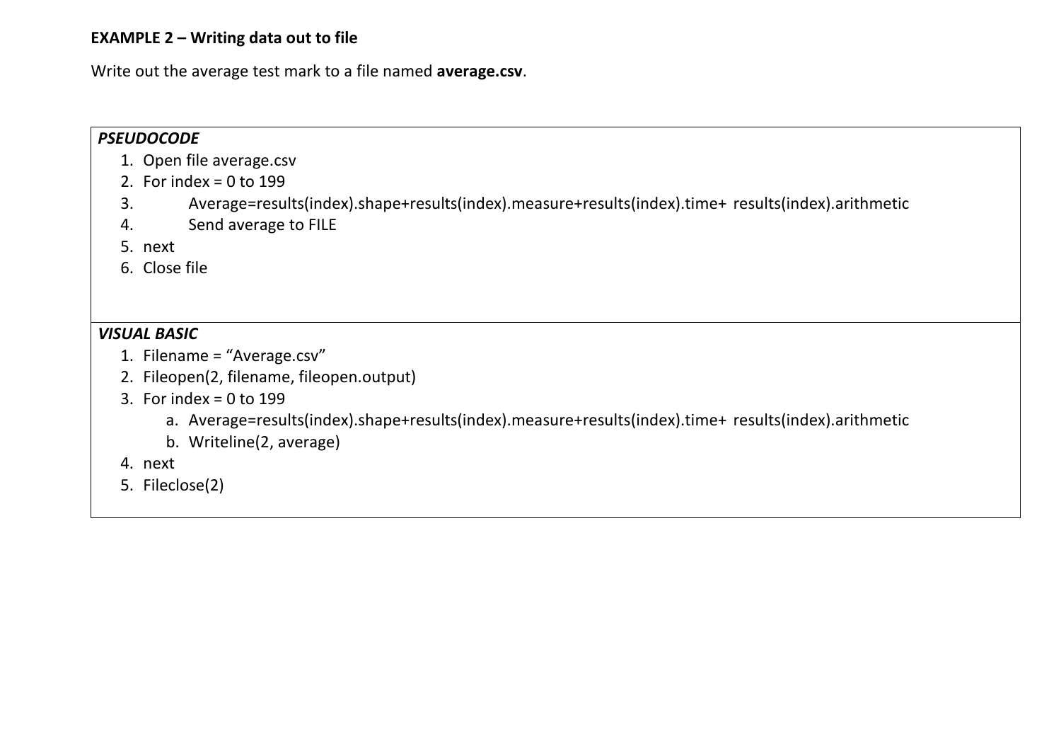**EXAMPLE 2 – Writing data out to file**

Write out the average test mark to a file named **average.csv**.

| |
|---|
| ***PSEUDOCODE***<br>1. Open file average.csv<br>2. For index = 0 to 199<br>3. Average=results(index).shape+results(index).measure+results(index).time+ results(index).arithmetic<br>4. Send average to FILE<br>5. next<br>6. Close file |
| ***VISUAL BASIC***<br>1. Filename = "Average.csv"<br>2. Fileopen(2, filename, fileopen.output)<br>3. For index = 0 to 199<br>a. Average=results(index).shape+results(index).measure+results(index).time+ results(index).arithmetic<br>b. Writeline(2, average)<br>4. next<br>5. Fileclose(2) |